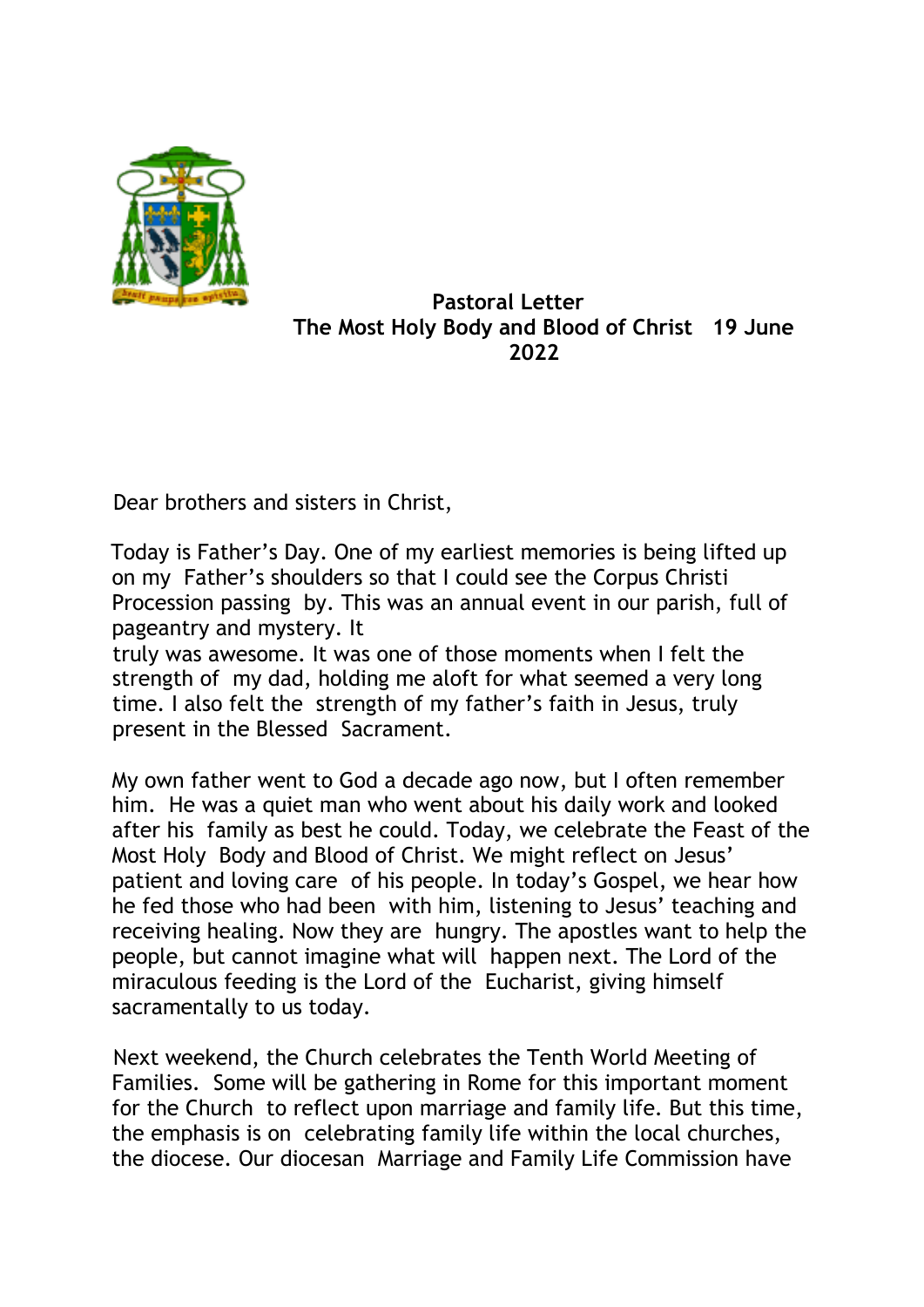**Pastoral Letter**
**The Most Holy Body and Blood of Christ 19 June 2022**

Dear brothers and sisters in Christ,

Today is Father's Day. One of my earliest memories is being lifted up on my Father's shoulders so that I could see the Corpus Christi Procession passing by. This was an annual event in our parish, full of pageantry and mystery. It truly was awesome. It was one of those moments when I felt the strength of my dad, holding me aloft for what seemed a very long time. I also felt the strength of my father's faith in Jesus, truly present in the Blessed Sacrament.

My own father went to God a decade ago now, but I often remember him. He was a quiet man who went about his daily work and looked after his family as best he could. Today, we celebrate the Feast of the Most Holy Body and Blood of Christ. We might reflect on Jesus' patient and loving care of his people. In today's Gospel, we hear how he fed those who had been with him, listening to Jesus' teaching and receiving healing. Now they are hungry. The apostles want to help the people, but cannot imagine what will happen next. The Lord of the miraculous feeding is the Lord of the Eucharist, giving himself sacramentally to us today.

Next weekend, the Church celebrates the Tenth World Meeting of Families. Some will be gathering in Rome for this important moment for the Church to reflect upon marriage and family life. But this time, the emphasis is on celebrating family life within the local churches, the diocese. Our diocesan Marriage and Family Life Commission have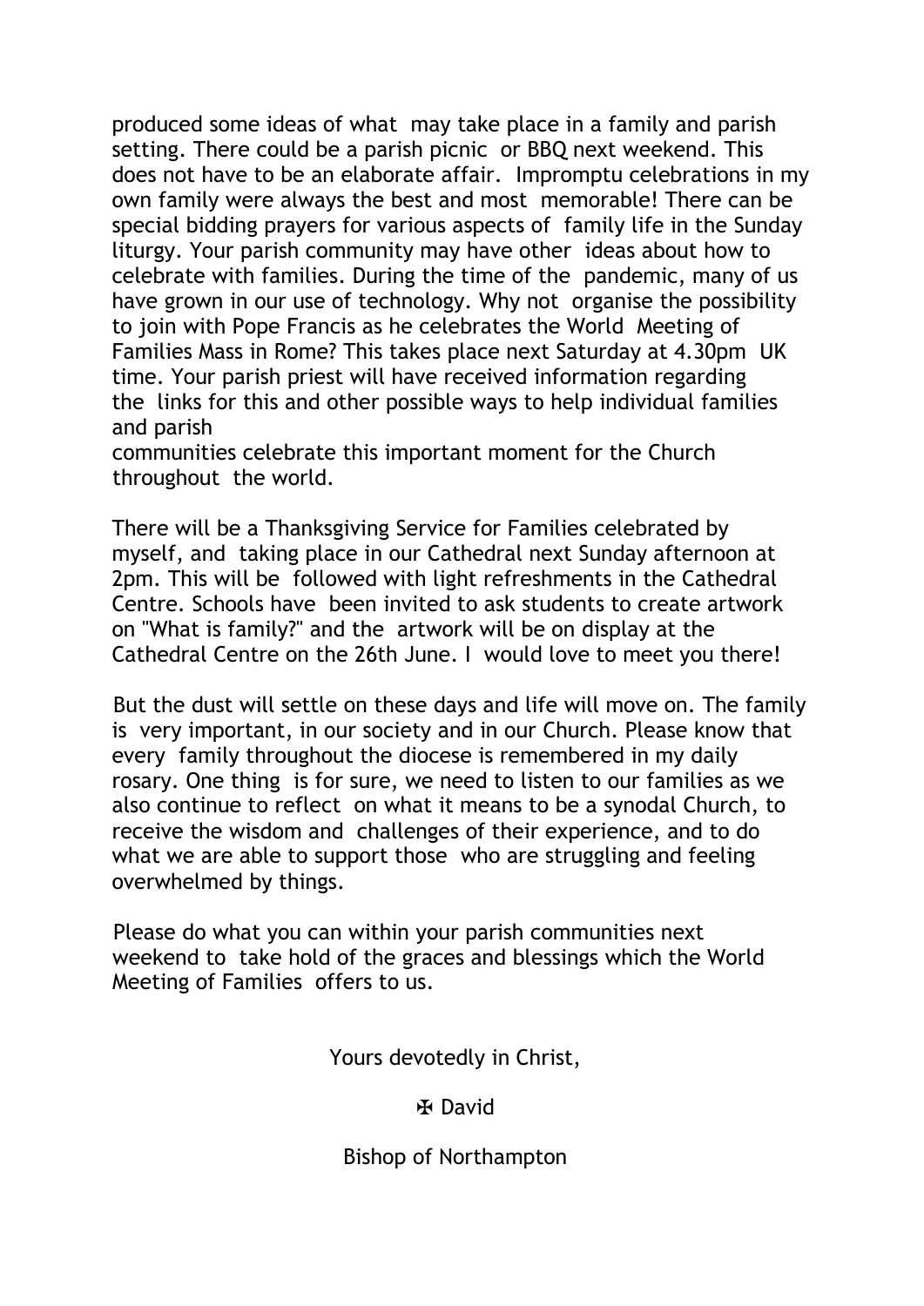produced some ideas of what may take place in a family and parish setting. There could be a parish picnic or BBQ next weekend. This does not have to be an elaborate affair. Impromptu celebrations in my own family were always the best and most memorable! There can be special bidding prayers for various aspects of family life in the Sunday liturgy. Your parish community may have other ideas about how to celebrate with families. During the time of the pandemic, many of us have grown in our use of technology. Why not organise the possibility to join with Pope Francis as he celebrates the World Meeting of Families Mass in Rome? This takes place next Saturday at 4.30pm UK time. Your parish priest will have received information regarding the links for this and other possible ways to help individual families and parish
communities celebrate this important moment for the Church throughout the world.

There will be a Thanksgiving Service for Families celebrated by myself, and taking place in our Cathedral next Sunday afternoon at 2pm. This will be followed with light refreshments in the Cathedral Centre. Schools have been invited to ask students to create artwork on "What is family?" and the artwork will be on display at the Cathedral Centre on the 26th June. I would love to meet you there!

But the dust will settle on these days and life will move on. The family is very important, in our society and in our Church. Please know that every family throughout the diocese is remembered in my daily rosary. One thing is for sure, we need to listen to our families as we also continue to reflect on what it means to be a synodal Church, to receive the wisdom and challenges of their experience, and to do what we are able to support those who are struggling and feeling overwhelmed by things.

Please do what you can within your parish communities next weekend to take hold of the graces and blessings which the World Meeting of Families offers to us.

Yours devotedly in Christ,

✠ David

Bishop of Northampton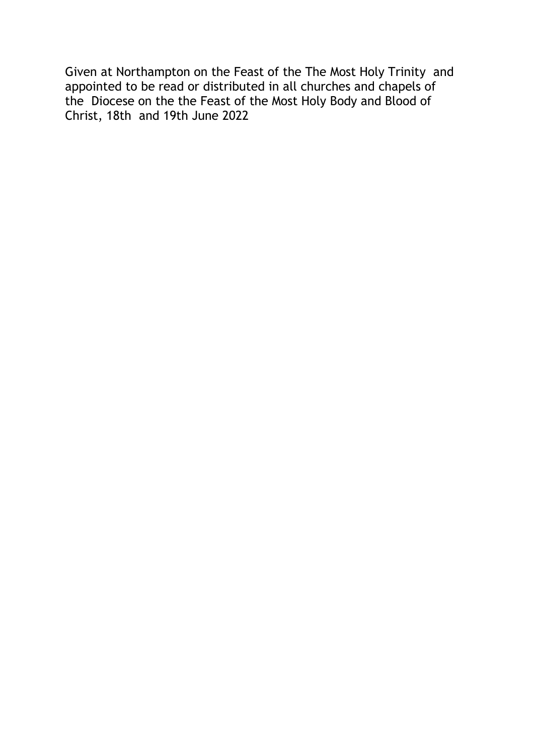Given at Northampton on the Feast of the The Most Holy Trinity and appointed to be read or distributed in all churches and chapels of the Diocese on the the Feast of the Most Holy Body and Blood of Christ, 18th and 19th June 2022